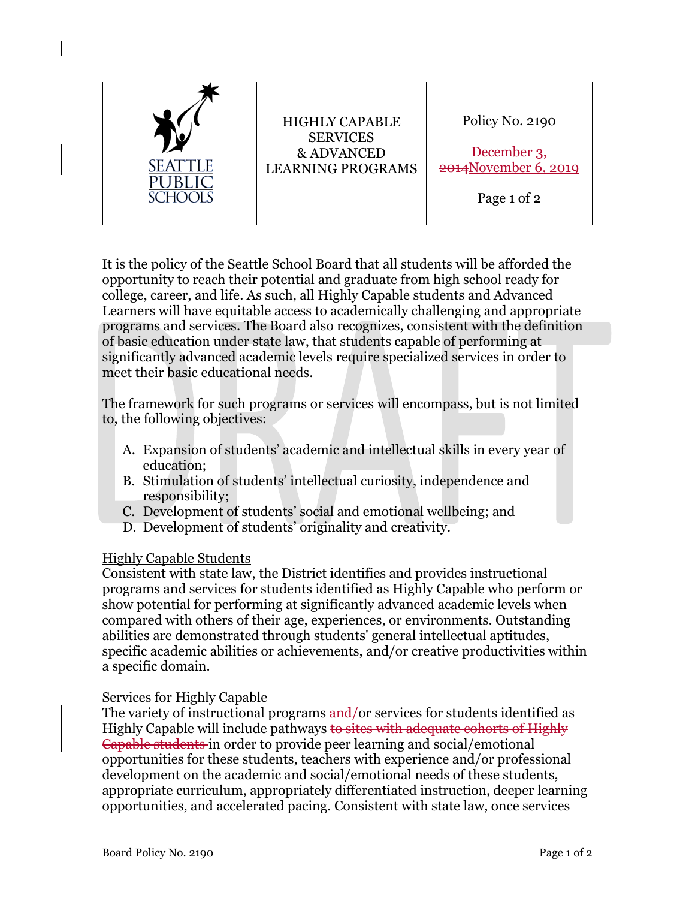| SEATTLE PUBLIC SCHOOLS | HIGHLY CAPABLE SERVICES & ADVANCED LEARNING PROGRAMS | Policy No. 2190<br><br>~~December 3, 2014~~November 6, 2019<br><br>Page 1 of 2 |
| --- | --- | --- |

It is the policy of the Seattle School Board that all students will be afforded the opportunity to reach their potential and graduate from high school ready for college, career, and life. As such, all Highly Capable students and Advanced Learners will have equitable access to academically challenging and appropriate programs and services. The Board also recognizes, consistent with the definition of basic education under state law, that students capable of performing at significantly advanced academic levels require specialized services in order to meet their basic educational needs.

The framework for such programs or services will encompass, but is not limited to, the following objectives:

A. Expansion of students' academic and intellectual skills in every year of education;
B. Stimulation of students' intellectual curiosity, independence and responsibility;
C. Development of students' social and emotional wellbeing; and
D. Development of students' originality and creativity.

<u>Highly Capable Students</u>
Consistent with state law, the District identifies and provides instructional programs and services for students identified as Highly Capable who perform or show potential for performing at significantly advanced academic levels when compared with others of their age, experiences, or environments. Outstanding abilities are demonstrated through students' general intellectual aptitudes, specific academic abilities or achievements, and/or creative productivities within a specific domain.

<u>Services for Highly Capable</u>
The variety of instructional programs ~~and/~~or services for students identified as Highly Capable will include pathways ~~to sites with adequate cohorts of Highly Capable students~~ in order to provide peer learning and social/emotional opportunities for these students, teachers with experience and/or professional development on the academic and social/emotional needs of these students, appropriate curriculum, appropriately differentiated instruction, deeper learning opportunities, and accelerated pacing. Consistent with state law, once services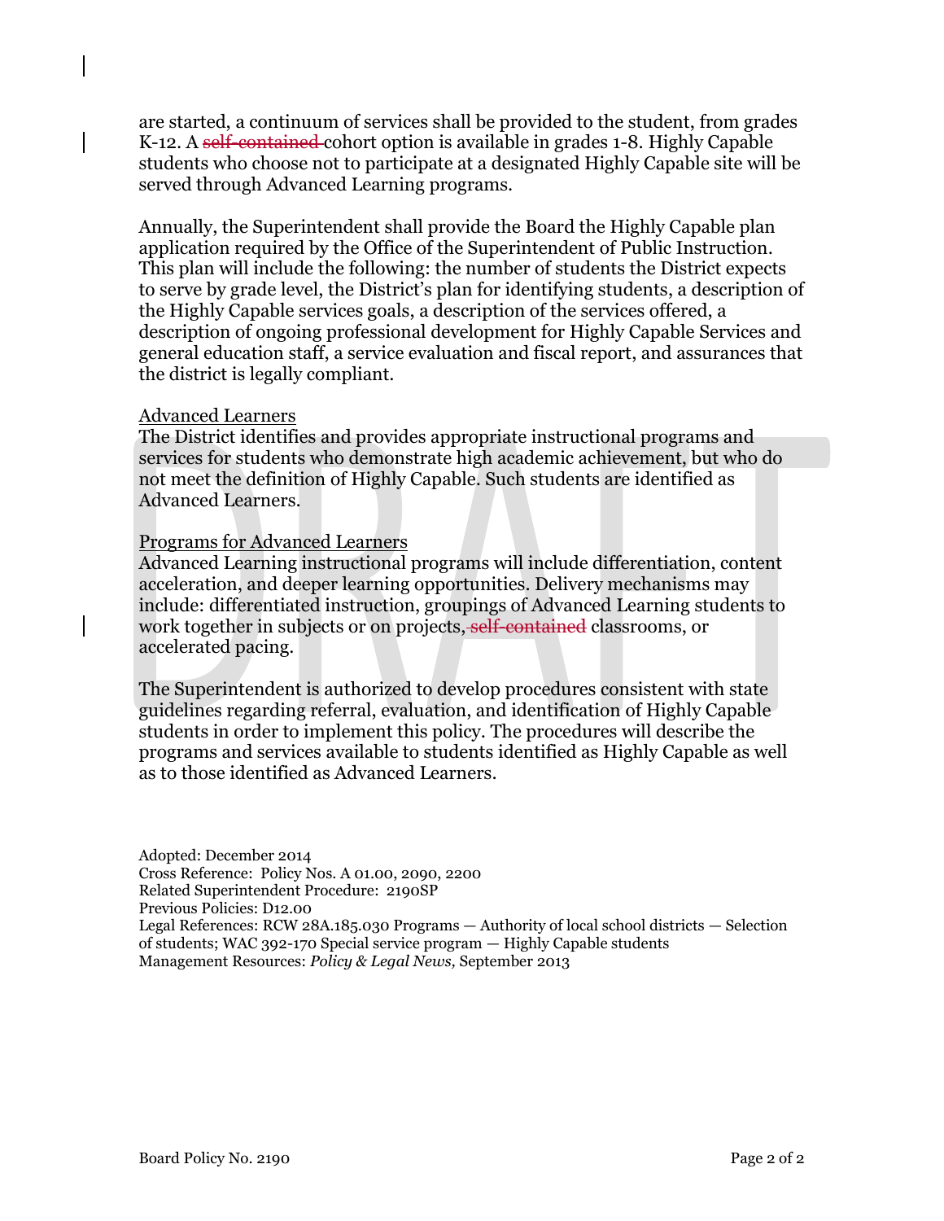are started, a continuum of services shall be provided to the student, from grades K-12. A ~~self-contained~~ cohort option is available in grades 1-8. Highly Capable students who choose not to participate at a designated Highly Capable site will be served through Advanced Learning programs.

Annually, the Superintendent shall provide the Board the Highly Capable plan application required by the Office of the Superintendent of Public Instruction. This plan will include the following: the number of students the District expects to serve by grade level, the District's plan for identifying students, a description of the Highly Capable services goals, a description of the services offered, a description of ongoing professional development for Highly Capable Services and general education staff, a service evaluation and fiscal report, and assurances that the district is legally compliant.

<u>Advanced Learners</u>
The District identifies and provides appropriate instructional programs and services for students who demonstrate high academic achievement, but who do not meet the definition of Highly Capable. Such students are identified as Advanced Learners.

<u>Programs for Advanced Learners</u>
Advanced Learning instructional programs will include differentiation, content acceleration, and deeper learning opportunities. Delivery mechanisms may include: differentiated instruction, groupings of Advanced Learning students to work together in subjects or on projects, ~~self-contained~~ classrooms, or accelerated pacing.

The Superintendent is authorized to develop procedures consistent with state guidelines regarding referral, evaluation, and identification of Highly Capable students in order to implement this policy. The procedures will describe the programs and services available to students identified as Highly Capable as well as to those identified as Advanced Learners.

Adopted: December 2014
Cross Reference: Policy Nos. A 01.00, 2090, 2200
Related Superintendent Procedure: 2190SP
Previous Policies: D12.00
Legal References: RCW 28A.185.030 Programs — Authority of local school districts — Selection of students; WAC 392-170 Special service program — Highly Capable students
Management Resources: *Policy & Legal News,* September 2013

Board Policy No. 2190